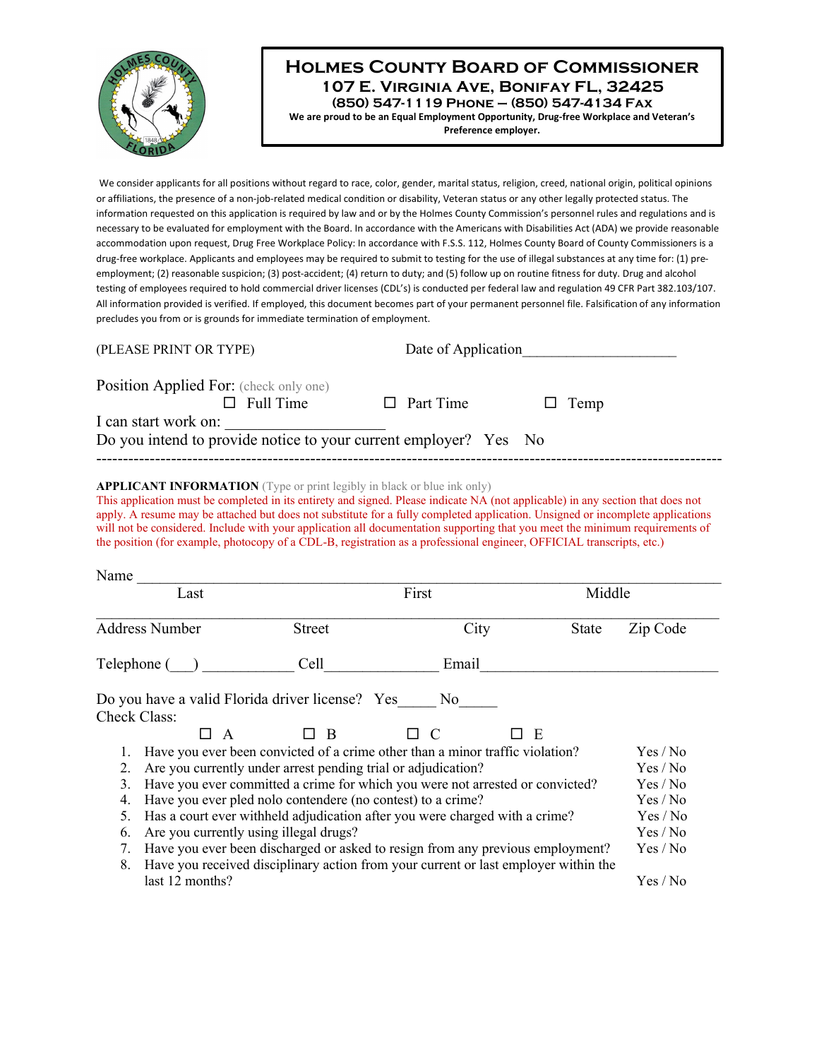# Holmes County Board of Commissioner

**107 E. Virginia Ave, Bonifay FL, 32425**

**(850) 547-1119 Phone – (850) 547-4134 Fax**

**We are proud to be an Equal Employment Opportunity, Drug-free Workplace and Veteran's Preference employer.**

We consider applicants for all positions without regard to race, color, gender, marital status, religion, creed, national origin, political opinions or affiliations, the presence of a non-job-related medical condition or disability, Veteran status or any other legally protected status. The information requested on this application is required by law and or by the Holmes County Commission's personnel rules and regulations and is necessary to be evaluated for employment with the Board. In accordance with the Americans with Disabilities Act (ADA) we provide reasonable accommodation upon request, Drug Free Workplace Policy: In accordance with F.S.S. 112, Holmes County Board of County Commissioners is a drug-free workplace. Applicants and employees may be required to submit to testing for the use of illegal substances at any time for: (1) pre-employment; (2) reasonable suspicion; (3) post-accident; (4) return to duty; and (5) follow up on routine fitness for duty. Drug and alcohol testing of employees required to hold commercial driver licenses (CDL's) is conducted per federal law and regulation 49 CFR Part 382.103/107. All information provided is verified. If employed, this document becomes part of your permanent personnel file. Falsification of any information precludes you from or is grounds for immediate termination of employment.

(PLEASE PRINT OR TYPE) Date of Application_____________________

Position Applied For: (check only one)

☐ Full Time ☐ Part Time ☐ Temp

I can start work on: ____________________

Do you intend to provide notice to your current employer? Yes No

---

**APPLICANT INFORMATION** (Type or print legibly in black or blue ink only)

This application must be completed in its entirety and signed. Please indicate NA (not applicable) in any section that does not apply. A resume may be attached but does not substitute for a fully completed application. Unsigned or incomplete applications will not be considered. Include with your application all documentation supporting that you meet the minimum requirements of the position (for example, photocopy of a CDL-B, registration as a professional engineer, OFFICIAL transcripts, etc.)

Name ______________________________________________________________
Last First Middle

______________________________________________________________
Address Number Street City State Zip Code

Telephone (___) ____________ Cell_______________ Email_______________________________

Do you have a valid Florida driver license? Yes_____ No_____

Check Class:

☐ A ☐ B ☐ C ☐ E

1. Have you ever been convicted of a crime other than a minor traffic violation? Yes / No
2. Are you currently under arrest pending trial or adjudication? Yes / No
3. Have you ever committed a crime for which you were not arrested or convicted? Yes / No
4. Have you ever pled nolo contendere (no contest) to a crime? Yes / No
5. Has a court ever withheld adjudication after you were charged with a crime? Yes / No
6. Are you currently using illegal drugs? Yes / No
7. Have you ever been discharged or asked to resign from any previous employment? Yes / No
8. Have you received disciplinary action from your current or last employer within the last 12 months? Yes / No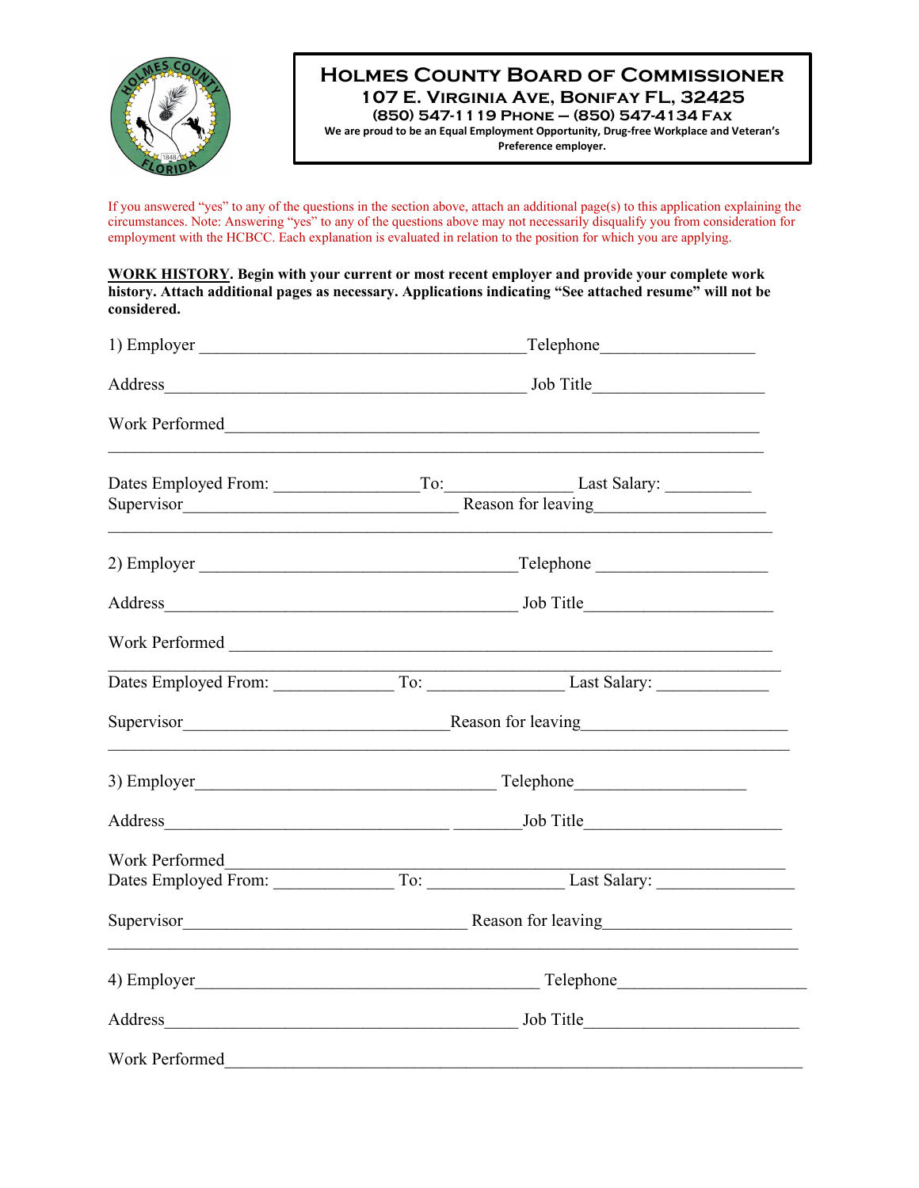**HOLMES COUNTY BOARD OF COMMISSIONER**
**107 E. VIRGINIA AVE, BONIFAY FL, 32425**
**(850) 547-1119 PHONE – (850) 547-4134 FAX**
**We are proud to be an Equal Employment Opportunity, Drug-free Workplace and Veteran's Preference employer.**

If you answered "yes" to any of the questions in the section above, attach an additional page(s) to this application explaining the circumstances. Note: Answering "yes" to any of the questions above may not necessarily disqualify you from consideration for employment with the HCBCC. Each explanation is evaluated in relation to the position for which you are applying.

**<u>WORK HISTORY</u>. Begin with your current or most recent employer and provide your complete work history. Attach additional pages as necessary. Applications indicating "See attached resume" will not be considered.**

1) Employer ________________________________________Telephone__________________

Address____________________________________________ Job Title____________________

Work Performed________________________________________________________________
______________________________________________________________________________

Dates Employed From: _________________To:_______________ Last Salary: __________
Supervisor________________________________ Reason for leaving____________________
______________________________________________________________________________

2) Employer ______________________________________Telephone ____________________

Address___________________________________________ Job Title______________________

Work Performed _______________________________________________________________
______________________________________________________________________________
Dates Employed From: ______________ To: ________________ Last Salary: _____________

Supervisor________________________________Reason for leaving________________________
______________________________________________________________________________

3) Employer____________________________________ Telephone____________________

Address_________________________________ ________Job Title______________________

Work Performed________________________________________________________________
Dates Employed From: ______________ To: ________________ Last Salary: ________________

Supervisor__________________________________ Reason for leaving_____________________
______________________________________________________________________________

4) Employer__________________________________________ Telephone______________________

Address___________________________________________ Job Title_________________________

Work Performed_________________________________________________________________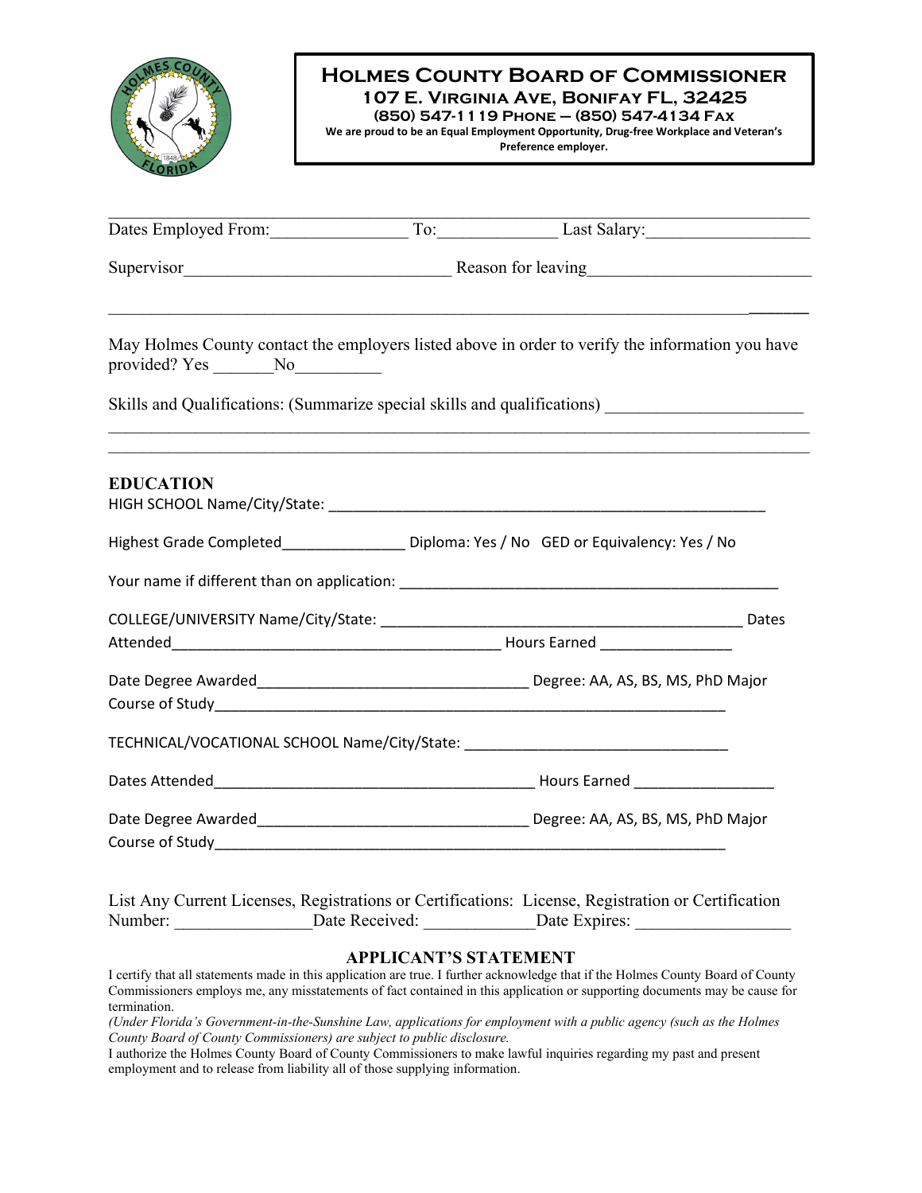# Holmes County Board of Commissioner

**107 E. Virginia Ave, Bonifay FL, 32425**

**(850) 547-1119 Phone – (850) 547-4134 Fax**

**We are proud to be an Equal Employment Opportunity, Drug-free Workplace and Veteran's Preference employer.**

---

Dates Employed From:_______________ To:_____________ Last Salary:_________________

Supervisor_____________________________ Reason for leaving_________________________

_______________________________________________________________________________

May Holmes County contact the employers listed above in order to verify the information you have provided? Yes _______No__________

Skills and Qualifications: (Summarize special skills and qualifications) ______________________

_______________________________________________________________________________

_______________________________________________________________________________

## EDUCATION

HIGH SCHOOL Name/City/State: _______________________________________________________

Highest Grade Completed______________ Diploma: Yes / No GED or Equivalency: Yes / No

Your name if different than on application: _____________________________________________

COLLEGE/UNIVERSITY Name/City/State: _____________________________________________ Dates Attended_________________________________________ Hours Earned ________________

Date Degree Awarded_________________________________ Degree: AA, AS, BS, MS, PhD Major Course of Study_________________________________________________________________

TECHNICAL/VOCATIONAL SCHOOL Name/City/State: ________________________________

Dates Attended________________________________________ Hours Earned _________________

Date Degree Awarded_________________________________ Degree: AA, AS, BS, MS, PhD Major Course of Study_________________________________________________________________

List Any Current Licenses, Registrations or Certifications: License, Registration or Certification Number: ________________Date Received: ____________Date Expires: _________________

## APPLICANT'S STATEMENT

I certify that all statements made in this application are true. I further acknowledge that if the Holmes County Board of County Commissioners employs me, any misstatements of fact contained in this application or supporting documents may be cause for termination.

*(Under Florida's Government-in-the-Sunshine Law, applications for employment with a public agency (such as the Holmes County Board of County Commissioners) are subject to public disclosure.*

I authorize the Holmes County Board of County Commissioners to make lawful inquiries regarding my past and present employment and to release from liability all of those supplying information.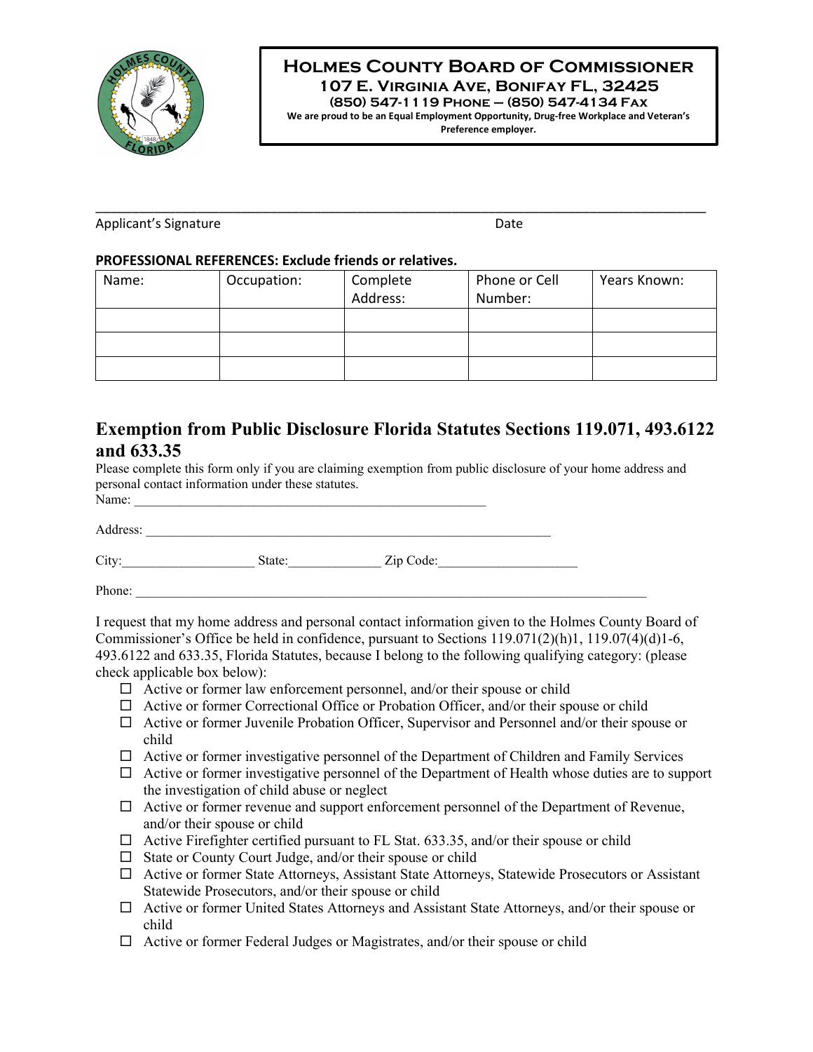**Holmes County Board of Commissioner**
**107 E. Virginia Ave, Bonifay FL, 32425**
**(850) 547-1119 Phone – (850) 547-4134 Fax**
**We are proud to be an Equal Employment Opportunity, Drug-free Workplace and Veteran's Preference employer.**

\_\_\_\_\_\_\_\_\_\_\_\_\_\_\_\_\_\_\_\_\_\_\_\_\_\_\_\_\_\_\_\_\_\_\_\_\_\_\_\_\_\_\_\_\_\_\_\_\_\_\_\_\_\_\_\_\_\_\_\_\_\_\_\_\_\_\_\_\_\_\_\_\_\_\_\_

Applicant's Signature                                                                 Date

**PROFESSIONAL REFERENCES: Exclude friends or relatives.**

| Name: | Occupation: | Complete Address: | Phone or Cell Number: | Years Known: |
|---|---|---|---|---|
| | | | | |
| | | | | |
| | | | | |

## Exemption from Public Disclosure Florida Statutes Sections 119.071, 493.6122 and 633.35

Please complete this form only if you are claiming exemption from public disclosure of your home address and personal contact information under these statutes.

Name: \_\_\_\_\_\_\_\_\_\_\_\_\_\_\_\_\_\_\_\_\_\_\_\_\_\_\_\_\_\_\_\_\_\_\_\_\_\_\_\_\_\_\_\_\_\_\_\_\_\_\_\_

Address: \_\_\_\_\_\_\_\_\_\_\_\_\_\_\_\_\_\_\_\_\_\_\_\_\_\_\_\_\_\_\_\_\_\_\_\_\_\_\_\_\_\_\_\_\_\_\_\_\_\_\_\_\_\_\_\_\_\_\_\_

City:\_\_\_\_\_\_\_\_\_\_\_\_\_\_\_\_\_\_\_\_ State:\_\_\_\_\_\_\_\_\_\_\_\_\_\_ Zip Code:\_\_\_\_\_\_\_\_\_\_\_\_\_\_\_\_\_\_\_\_\_

Phone: \_\_\_\_\_\_\_\_\_\_\_\_\_\_\_\_\_\_\_\_\_\_\_\_\_\_\_\_\_\_\_\_\_\_\_\_\_\_\_\_\_\_\_\_\_\_\_\_\_\_\_\_\_\_\_\_\_\_\_\_\_\_\_\_\_\_\_\_\_\_\_\_\_\_\_\_\_\_

I request that my home address and personal contact information given to the Holmes County Board of Commissioner's Office be held in confidence, pursuant to Sections 119.071(2)(h)1, 119.07(4)(d)1-6, 493.6122 and 633.35, Florida Statutes, because I belong to the following qualifying category: (please check applicable box below):

- ☐ Active or former law enforcement personnel, and/or their spouse or child
- ☐ Active or former Correctional Office or Probation Officer, and/or their spouse or child
- ☐ Active or former Juvenile Probation Officer, Supervisor and Personnel and/or their spouse or child
- ☐ Active or former investigative personnel of the Department of Children and Family Services
- ☐ Active or former investigative personnel of the Department of Health whose duties are to support the investigation of child abuse or neglect
- ☐ Active or former revenue and support enforcement personnel of the Department of Revenue, and/or their spouse or child
- ☐ Active Firefighter certified pursuant to FL Stat. 633.35, and/or their spouse or child
- ☐ State or County Court Judge, and/or their spouse or child
- ☐ Active or former State Attorneys, Assistant State Attorneys, Statewide Prosecutors or Assistant Statewide Prosecutors, and/or their spouse or child
- ☐ Active or former United States Attorneys and Assistant State Attorneys, and/or their spouse or child
- ☐ Active or former Federal Judges or Magistrates, and/or their spouse or child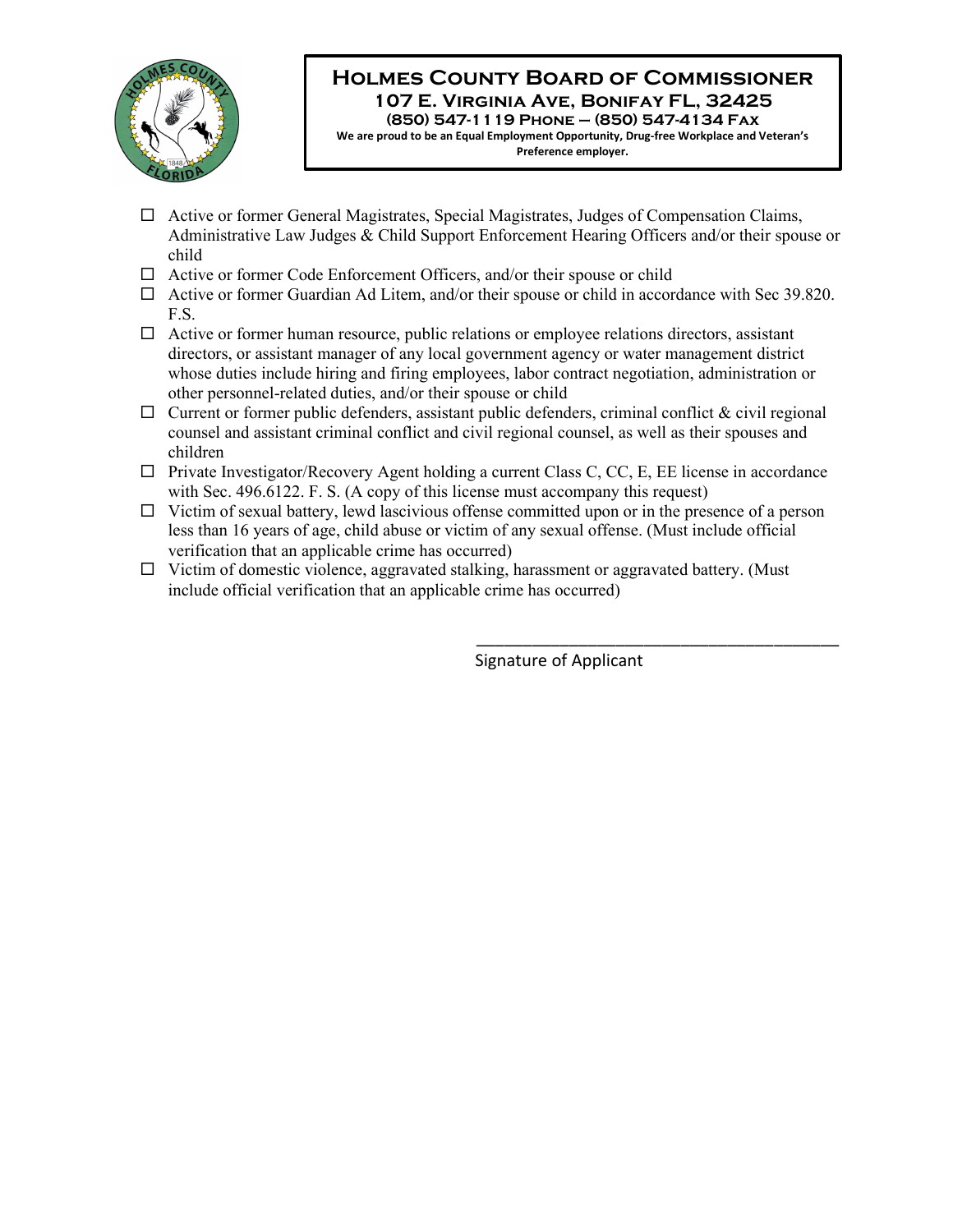## Holmes County Board of Commissioner

**107 E. Virginia Ave, Bonifay FL, 32425**

**(850) 547-1119 Phone – (850) 547-4134 Fax**

**We are proud to be an Equal Employment Opportunity, Drug-free Workplace and Veteran's Preference employer.**

- ☐ Active or former General Magistrates, Special Magistrates, Judges of Compensation Claims, Administrative Law Judges & Child Support Enforcement Hearing Officers and/or their spouse or child
- ☐ Active or former Code Enforcement Officers, and/or their spouse or child
- ☐ Active or former Guardian Ad Litem, and/or their spouse or child in accordance with Sec 39.820. F.S.
- ☐ Active or former human resource, public relations or employee relations directors, assistant directors, or assistant manager of any local government agency or water management district whose duties include hiring and firing employees, labor contract negotiation, administration or other personnel-related duties, and/or their spouse or child
- ☐ Current or former public defenders, assistant public defenders, criminal conflict & civil regional counsel and assistant criminal conflict and civil regional counsel, as well as their spouses and children
- ☐ Private Investigator/Recovery Agent holding a current Class C, CC, E, EE license in accordance with Sec. 496.6122. F. S. (A copy of this license must accompany this request)
- ☐ Victim of sexual battery, lewd lascivious offense committed upon or in the presence of a person less than 16 years of age, child abuse or victim of any sexual offense. (Must include official verification that an applicable crime has occurred)
- ☐ Victim of domestic violence, aggravated stalking, harassment or aggravated battery. (Must include official verification that an applicable crime has occurred)

\_\_\_\_\_\_\_\_\_\_\_\_\_\_\_\_\_\_\_\_\_\_\_\_\_\_\_\_\_\_\_\_\_\_\_\_\_\_\_\_

Signature of Applicant